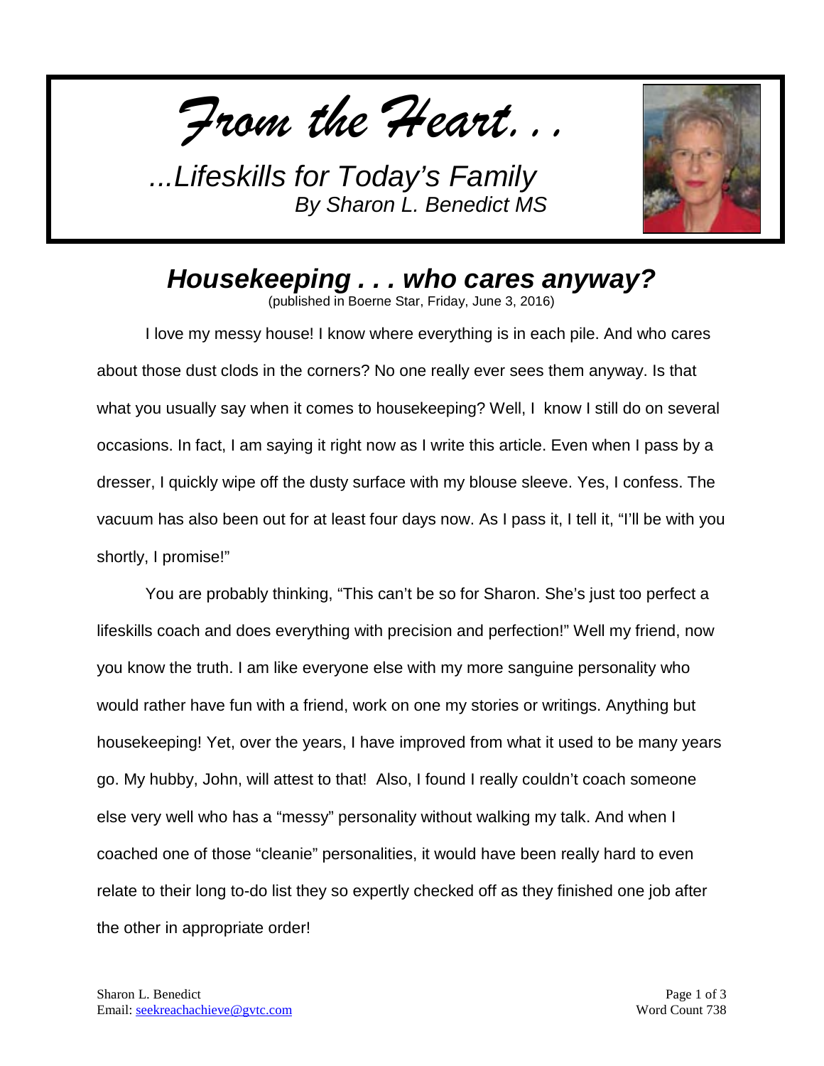# *From the Heart. . .*

*...Lifeskills for Today's Family*
*By Sharon L. Benedict MS*

## *Housekeeping . . . who cares anyway?*

(published in Boerne Star, Friday, June 3, 2016)

I love my messy house! I know where everything is in each pile. And who cares about those dust clods in the corners? No one really ever sees them anyway. Is that what you usually say when it comes to housekeeping? Well, I know I still do on several occasions. In fact, I am saying it right now as I write this article. Even when I pass by a dresser, I quickly wipe off the dusty surface with my blouse sleeve. Yes, I confess. The vacuum has also been out for at least four days now. As I pass it, I tell it, "I'll be with you shortly, I promise!"

You are probably thinking, "This can't be so for Sharon. She's just too perfect a lifeskills coach and does everything with precision and perfection!" Well my friend, now you know the truth. I am like everyone else with my more sanguine personality who would rather have fun with a friend, work on one my stories or writings. Anything but housekeeping! Yet, over the years, I have improved from what it used to be many years go. My hubby, John, will attest to that! Also, I found I really couldn't coach someone else very well who has a "messy" personality without walking my talk. And when I coached one of those "cleanie" personalities, it would have been really hard to even relate to their long to-do list they so expertly checked off as they finished one job after the other in appropriate order!

Sharon L. Benedict
Email: seekreachachieve@gvtc.com

Word Count 738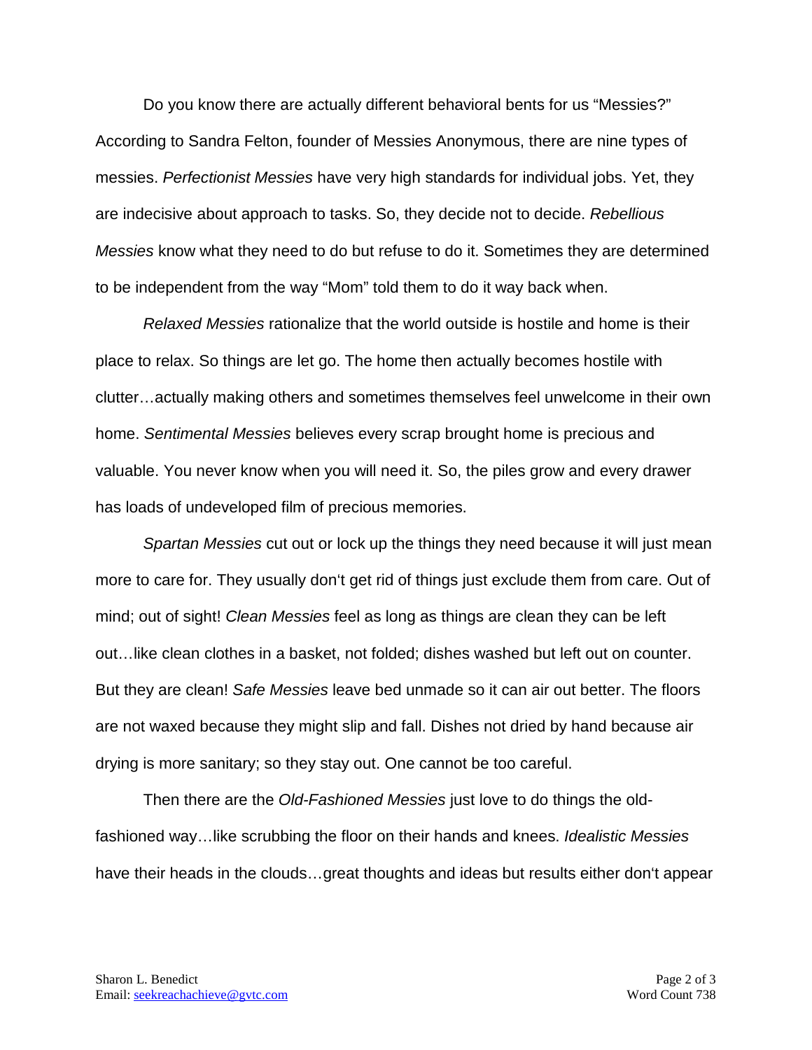Do you know there are actually different behavioral bents for us "Messies?" According to Sandra Felton, founder of Messies Anonymous, there are nine types of messies. *Perfectionist Messies* have very high standards for individual jobs. Yet, they are indecisive about approach to tasks. So, they decide not to decide. *Rebellious Messies* know what they need to do but refuse to do it. Sometimes they are determined to be independent from the way "Mom" told them to do it way back when.

*Relaxed Messies* rationalize that the world outside is hostile and home is their place to relax. So things are let go. The home then actually becomes hostile with clutter…actually making others and sometimes themselves feel unwelcome in their own home. *Sentimental Messies* believes every scrap brought home is precious and valuable. You never know when you will need it. So, the piles grow and every drawer has loads of undeveloped film of precious memories.

*Spartan Messies* cut out or lock up the things they need because it will just mean more to care for. They usually don't get rid of things just exclude them from care. Out of mind; out of sight! *Clean Messies* feel as long as things are clean they can be left out…like clean clothes in a basket, not folded; dishes washed but left out on counter. But they are clean! *Safe Messies* leave bed unmade so it can air out better. The floors are not waxed because they might slip and fall. Dishes not dried by hand because air drying is more sanitary; so they stay out. One cannot be too careful.

Then there are the *Old-Fashioned Messies* just love to do things the old-fashioned way…like scrubbing the floor on their hands and knees. *Idealistic Messies* have their heads in the clouds…great thoughts and ideas but results either don't appear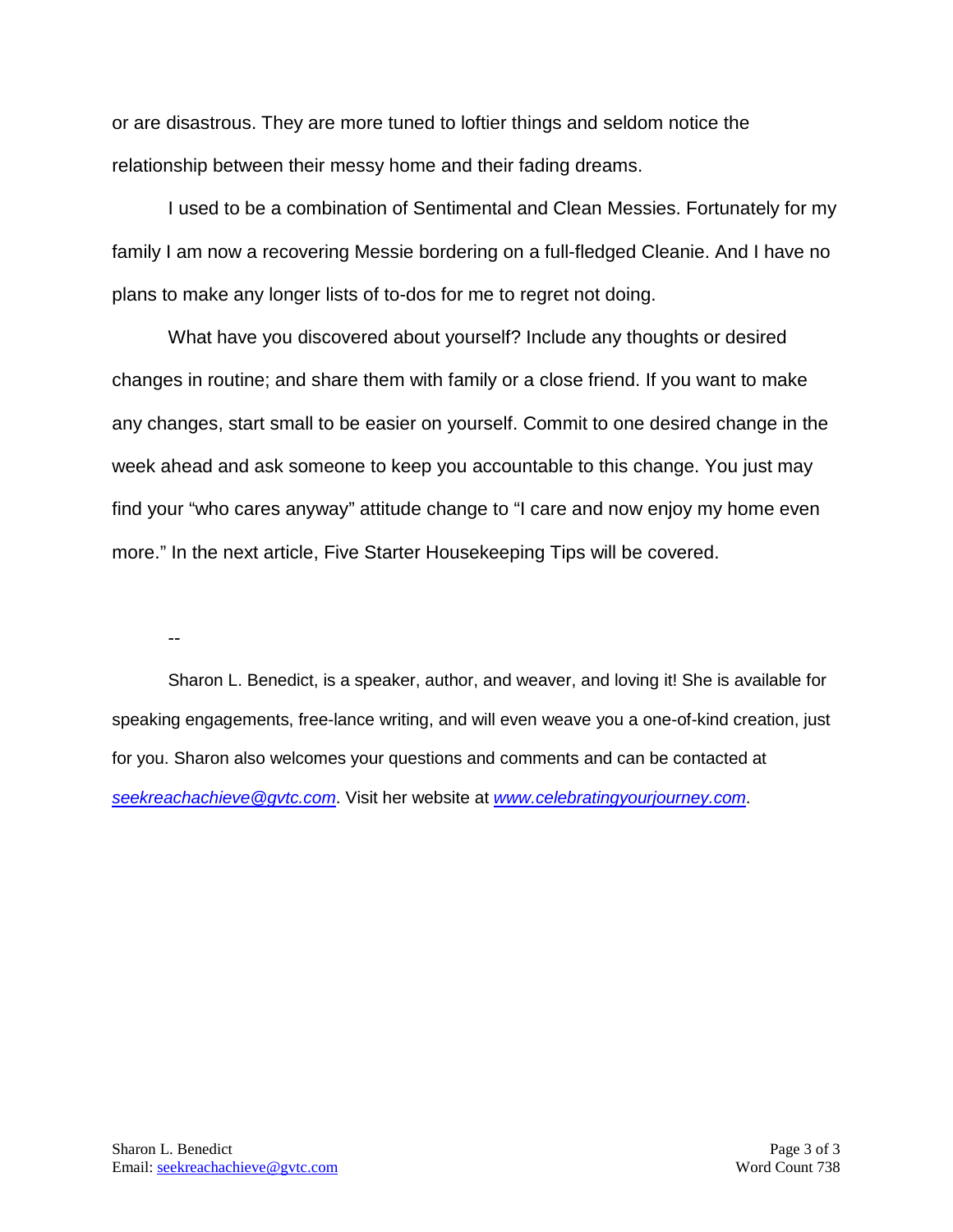or are disastrous. They are more tuned to loftier things and seldom notice the relationship between their messy home and their fading dreams.

I used to be a combination of Sentimental and Clean Messies. Fortunately for my family I am now a recovering Messie bordering on a full-fledged Cleanie. And I have no plans to make any longer lists of to-dos for me to regret not doing.

What have you discovered about yourself? Include any thoughts or desired changes in routine; and share them with family or a close friend. If you want to make any changes, start small to be easier on yourself. Commit to one desired change in the week ahead and ask someone to keep you accountable to this change. You just may find your "who cares anyway" attitude change to "I care and now enjoy my home even more." In the next article, Five Starter Housekeeping Tips will be covered.

--

Sharon L. Benedict, is a speaker, author, and weaver, and loving it! She is available for speaking engagements, free-lance writing, and will even weave you a one-of-kind creation, just for you. Sharon also welcomes your questions and comments and can be contacted at *seekreachachieve@gvtc.com*. Visit her website at *www.celebratingyourjourney.com*.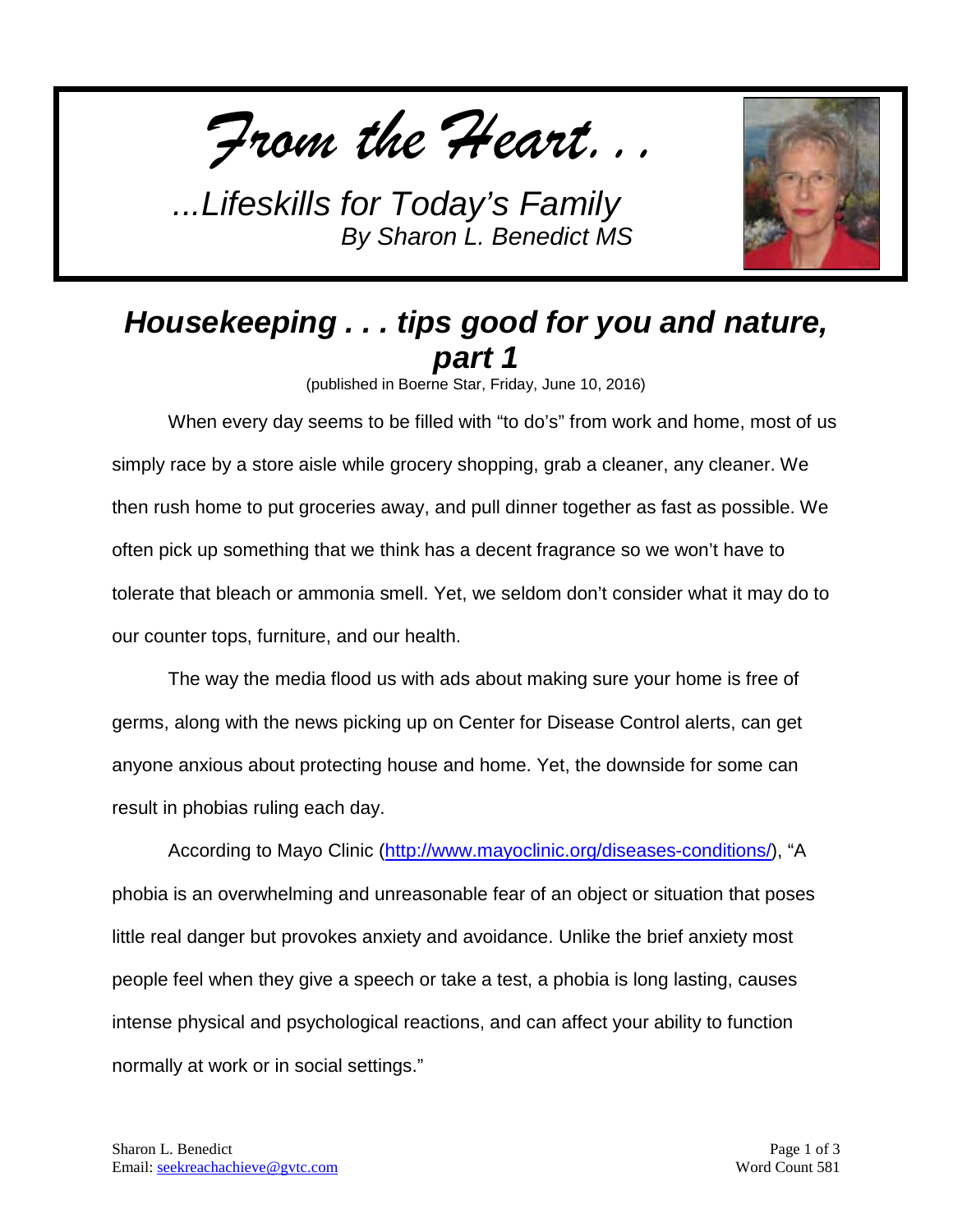*From the Heart. . .*

*...Lifeskills for Today's Family*
*By Sharon L. Benedict MS*

## *Housekeeping . . . tips good for you and nature, part 1*

(published in Boerne Star, Friday, June 10, 2016)

When every day seems to be filled with "to do's" from work and home, most of us simply race by a store aisle while grocery shopping, grab a cleaner, any cleaner. We then rush home to put groceries away, and pull dinner together as fast as possible. We often pick up something that we think has a decent fragrance so we won't have to tolerate that bleach or ammonia smell. Yet, we seldom don't consider what it may do to our counter tops, furniture, and our health.

The way the media flood us with ads about making sure your home is free of germs, along with the news picking up on Center for Disease Control alerts, can get anyone anxious about protecting house and home. Yet, the downside for some can result in phobias ruling each day.

According to Mayo Clinic (http://www.mayoclinic.org/diseases-conditions/), "A phobia is an overwhelming and unreasonable fear of an object or situation that poses little real danger but provokes anxiety and avoidance. Unlike the brief anxiety most people feel when they give a speech or take a test, a phobia is long lasting, causes intense physical and psychological reactions, and can affect your ability to function normally at work or in social settings."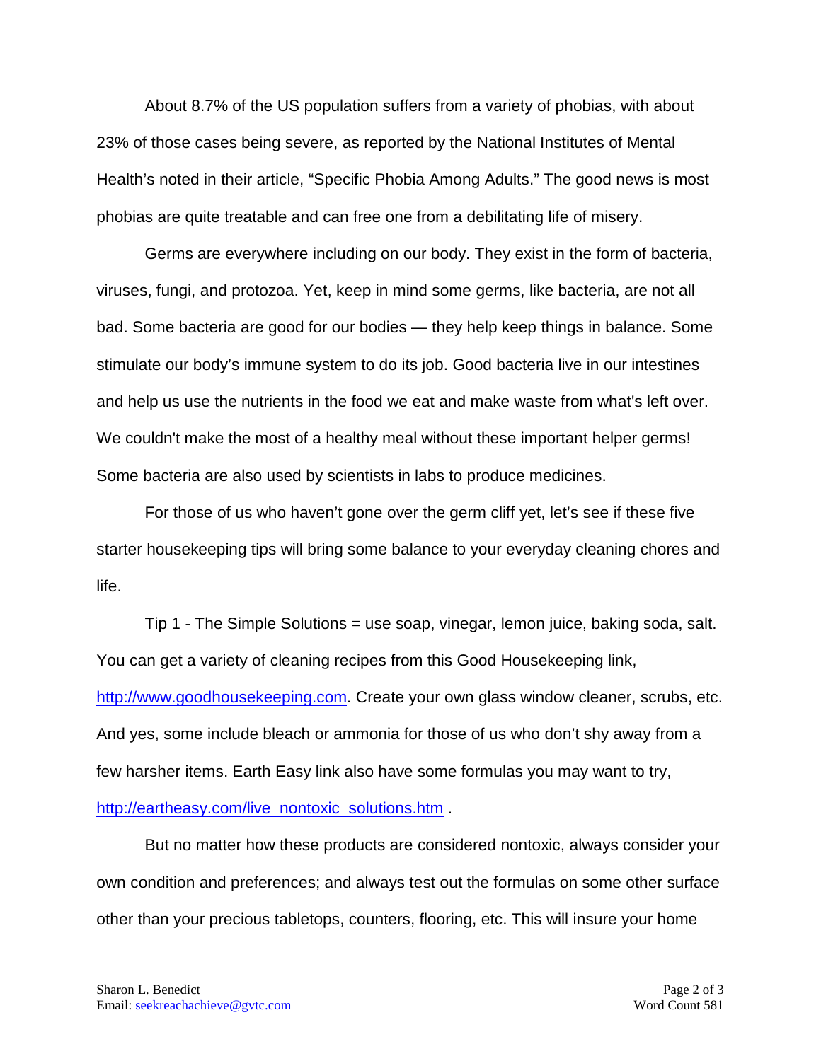About 8.7% of the US population suffers from a variety of phobias, with about 23% of those cases being severe, as reported by the National Institutes of Mental Health's noted in their article, "Specific Phobia Among Adults." The good news is most phobias are quite treatable and can free one from a debilitating life of misery.

Germs are everywhere including on our body. They exist in the form of bacteria, viruses, fungi, and protozoa. Yet, keep in mind some germs, like bacteria, are not all bad. Some bacteria are good for our bodies — they help keep things in balance. Some stimulate our body's immune system to do its job. Good bacteria live in our intestines and help us use the nutrients in the food we eat and make waste from what's left over. We couldn't make the most of a healthy meal without these important helper germs! Some bacteria are also used by scientists in labs to produce medicines.

For those of us who haven't gone over the germ cliff yet, let's see if these five starter housekeeping tips will bring some balance to your everyday cleaning chores and life.

Tip 1 - The Simple Solutions = use soap, vinegar, lemon juice, baking soda, salt. You can get a variety of cleaning recipes from this Good Housekeeping link, [http://www.goodhousekeeping.com](http://www.goodhousekeeping.com). Create your own glass window cleaner, scrubs, etc. And yes, some include bleach or ammonia for those of us who don't shy away from a few harsher items. Earth Easy link also have some formulas you may want to try, [http://eartheasy.com/live_nontoxic_solutions.htm](http://eartheasy.com/live_nontoxic_solutions.htm) .

But no matter how these products are considered nontoxic, always consider your own condition and preferences; and always test out the formulas on some other surface other than your precious tabletops, counters, flooring, etc. This will insure your home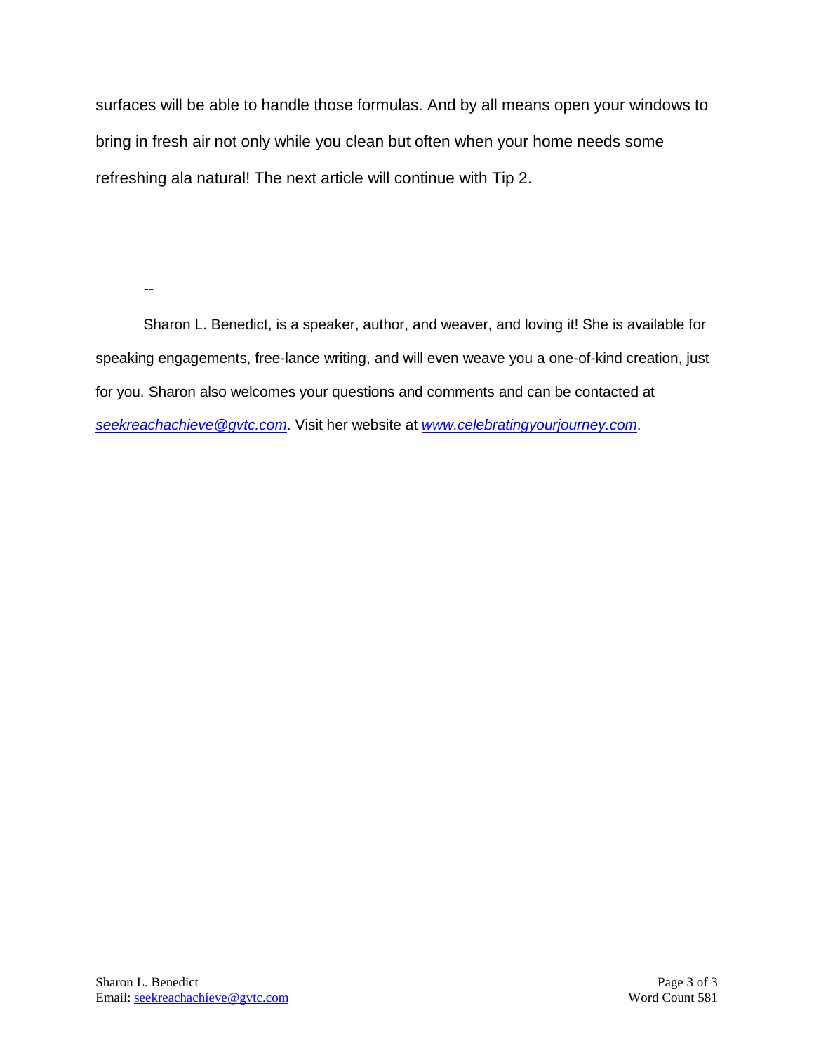surfaces will be able to handle those formulas. And by all means open your windows to bring in fresh air not only while you clean but often when your home needs some refreshing ala natural! The next article will continue with Tip 2.

--

Sharon L. Benedict, is a speaker, author, and weaver, and loving it! She is available for speaking engagements, free-lance writing, and will even weave you a one-of-kind creation, just for you. Sharon also welcomes your questions and comments and can be contacted at *seekreachachieve@gvtc.com*. Visit her website at *www.celebratingyourjourney.com*.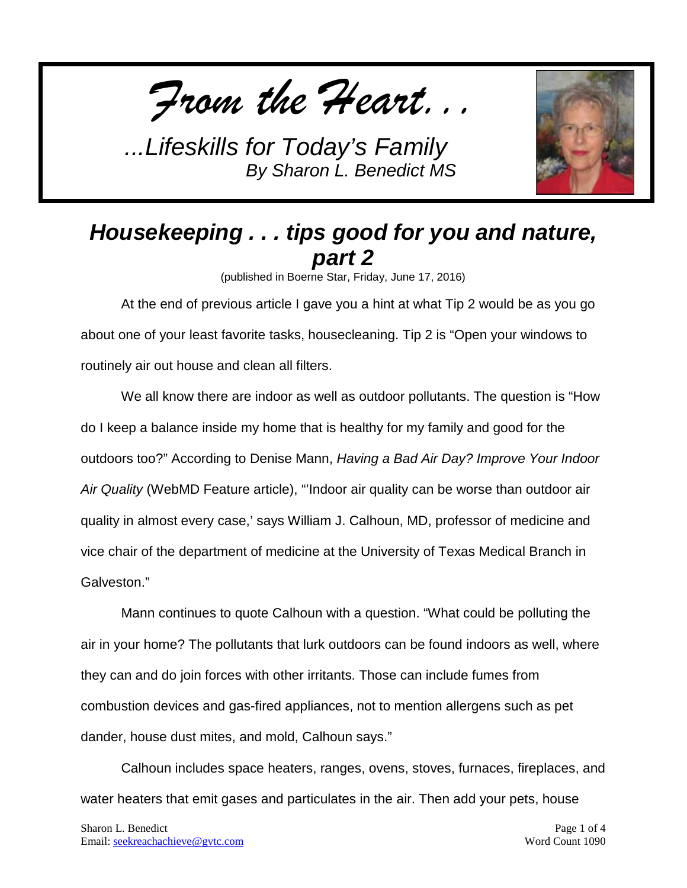*From the Heart. . .*

*...Lifeskills for Today's Family*
*By Sharon L. Benedict MS*

## *Housekeeping . . . tips good for you and nature, part 2*

(published in Boerne Star, Friday, June 17, 2016)

At the end of previous article I gave you a hint at what Tip 2 would be as you go about one of your least favorite tasks, housecleaning. Tip 2 is "Open your windows to routinely air out house and clean all filters.

We all know there are indoor as well as outdoor pollutants. The question is "How do I keep a balance inside my home that is healthy for my family and good for the outdoors too?" According to Denise Mann, *Having a Bad Air Day? Improve Your Indoor Air Quality* (WebMD Feature article), "'Indoor air quality can be worse than outdoor air quality in almost every case,' says William J. Calhoun, MD, professor of medicine and vice chair of the department of medicine at the University of Texas Medical Branch in Galveston."

Mann continues to quote Calhoun with a question. "What could be polluting the air in your home? The pollutants that lurk outdoors can be found indoors as well, where they can and do join forces with other irritants. Those can include fumes from combustion devices and gas-fired appliances, not to mention allergens such as pet dander, house dust mites, and mold, Calhoun says."

Calhoun includes space heaters, ranges, ovens, stoves, furnaces, fireplaces, and water heaters that emit gases and particulates in the air. Then add your pets, house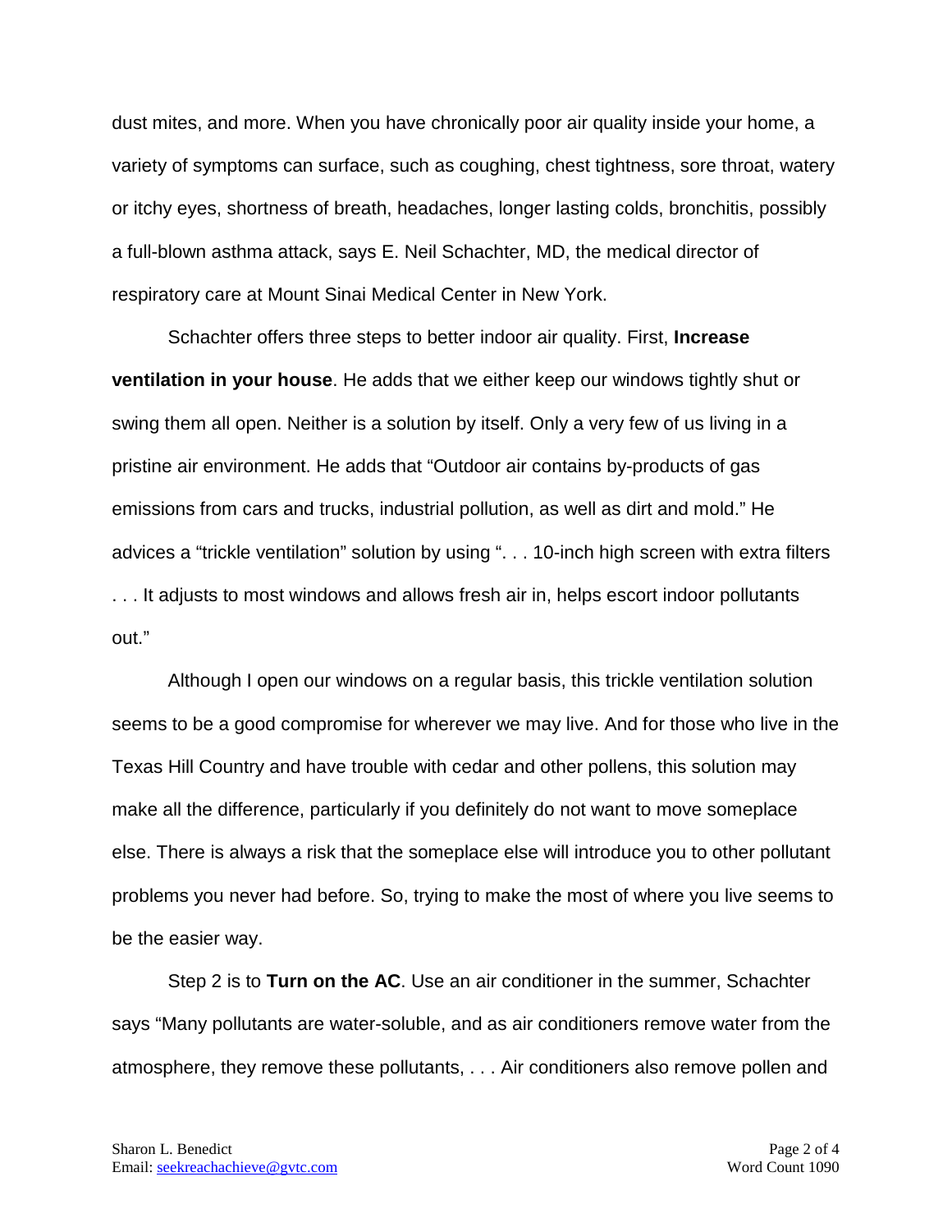dust mites, and more. When you have chronically poor air quality inside your home, a variety of symptoms can surface, such as coughing, chest tightness, sore throat, watery or itchy eyes, shortness of breath, headaches, longer lasting colds, bronchitis, possibly a full-blown asthma attack, says E. Neil Schachter, MD, the medical director of respiratory care at Mount Sinai Medical Center in New York.

Schachter offers three steps to better indoor air quality. First, **Increase ventilation in your house**. He adds that we either keep our windows tightly shut or swing them all open. Neither is a solution by itself. Only a very few of us living in a pristine air environment. He adds that "Outdoor air contains by-products of gas emissions from cars and trucks, industrial pollution, as well as dirt and mold." He advices a "trickle ventilation" solution by using ". . . 10-inch high screen with extra filters . . . It adjusts to most windows and allows fresh air in, helps escort indoor pollutants out."

Although I open our windows on a regular basis, this trickle ventilation solution seems to be a good compromise for wherever we may live. And for those who live in the Texas Hill Country and have trouble with cedar and other pollens, this solution may make all the difference, particularly if you definitely do not want to move someplace else. There is always a risk that the someplace else will introduce you to other pollutant problems you never had before. So, trying to make the most of where you live seems to be the easier way.

Step 2 is to **Turn on the AC**. Use an air conditioner in the summer, Schachter says "Many pollutants are water-soluble, and as air conditioners remove water from the atmosphere, they remove these pollutants, . . . Air conditioners also remove pollen and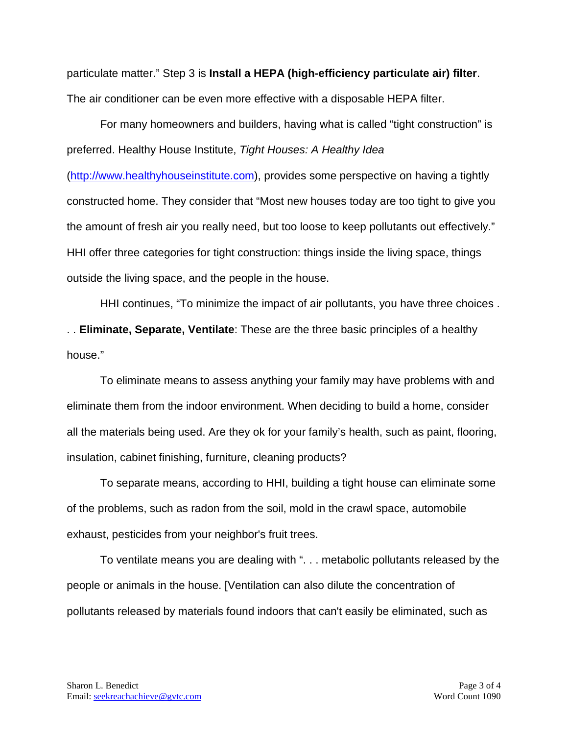particulate matter." Step 3 is **Install a HEPA (high-efficiency particulate air) filter**. The air conditioner can be even more effective with a disposable HEPA filter.

For many homeowners and builders, having what is called "tight construction" is preferred. Healthy House Institute, *Tight Houses: A Healthy Idea* (http://www.healthyhouseinstitute.com), provides some perspective on having a tightly constructed home. They consider that "Most new houses today are too tight to give you the amount of fresh air you really need, but too loose to keep pollutants out effectively." HHI offer three categories for tight construction: things inside the living space, things outside the living space, and the people in the house.

HHI continues, "To minimize the impact of air pollutants, you have three choices . . . **Eliminate, Separate, Ventilate**: These are the three basic principles of a healthy house."

To eliminate means to assess anything your family may have problems with and eliminate them from the indoor environment. When deciding to build a home, consider all the materials being used. Are they ok for your family's health, such as paint, flooring, insulation, cabinet finishing, furniture, cleaning products?

To separate means, according to HHI, building a tight house can eliminate some of the problems, such as radon from the soil, mold in the crawl space, automobile exhaust, pesticides from your neighbor's fruit trees.

To ventilate means you are dealing with ". . . metabolic pollutants released by the people or animals in the house. [Ventilation can also dilute the concentration of pollutants released by materials found indoors that can't easily be eliminated, such as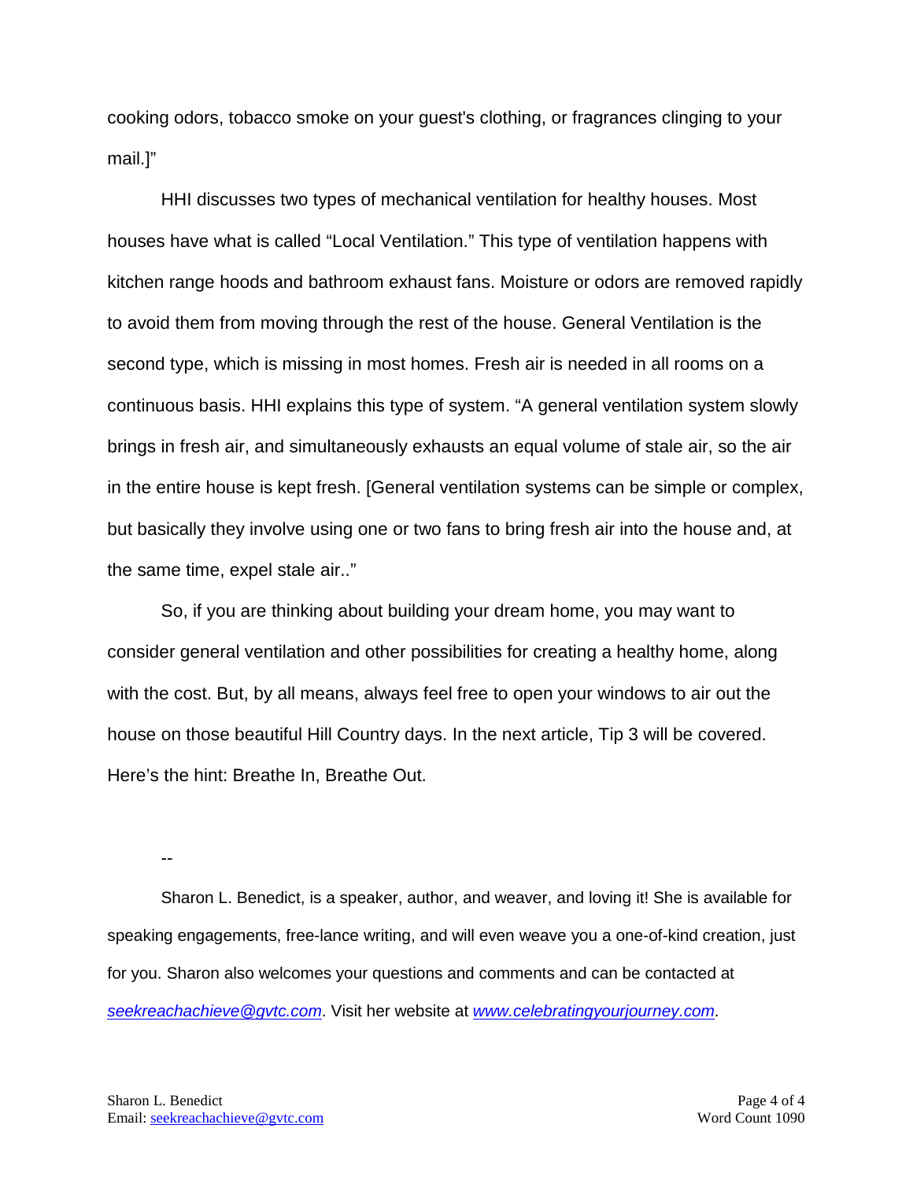cooking odors, tobacco smoke on your guest's clothing, or fragrances clinging to your mail.]"

HHI discusses two types of mechanical ventilation for healthy houses. Most houses have what is called "Local Ventilation." This type of ventilation happens with kitchen range hoods and bathroom exhaust fans. Moisture or odors are removed rapidly to avoid them from moving through the rest of the house. General Ventilation is the second type, which is missing in most homes. Fresh air is needed in all rooms on a continuous basis. HHI explains this type of system. "A general ventilation system slowly brings in fresh air, and simultaneously exhausts an equal volume of stale air, so the air in the entire house is kept fresh. [General ventilation systems can be simple or complex, but basically they involve using one or two fans to bring fresh air into the house and, at the same time, expel stale air.."

So, if you are thinking about building your dream home, you may want to consider general ventilation and other possibilities for creating a healthy home, along with the cost. But, by all means, always feel free to open your windows to air out the house on those beautiful Hill Country days. In the next article, Tip 3 will be covered. Here's the hint: Breathe In, Breathe Out.

--

Sharon L. Benedict, is a speaker, author, and weaver, and loving it! She is available for speaking engagements, free-lance writing, and will even weave you a one-of-kind creation, just for you. Sharon also welcomes your questions and comments and can be contacted at *seekreachachieve@gvtc.com*. Visit her website at *www.celebratingyourjourney.com*.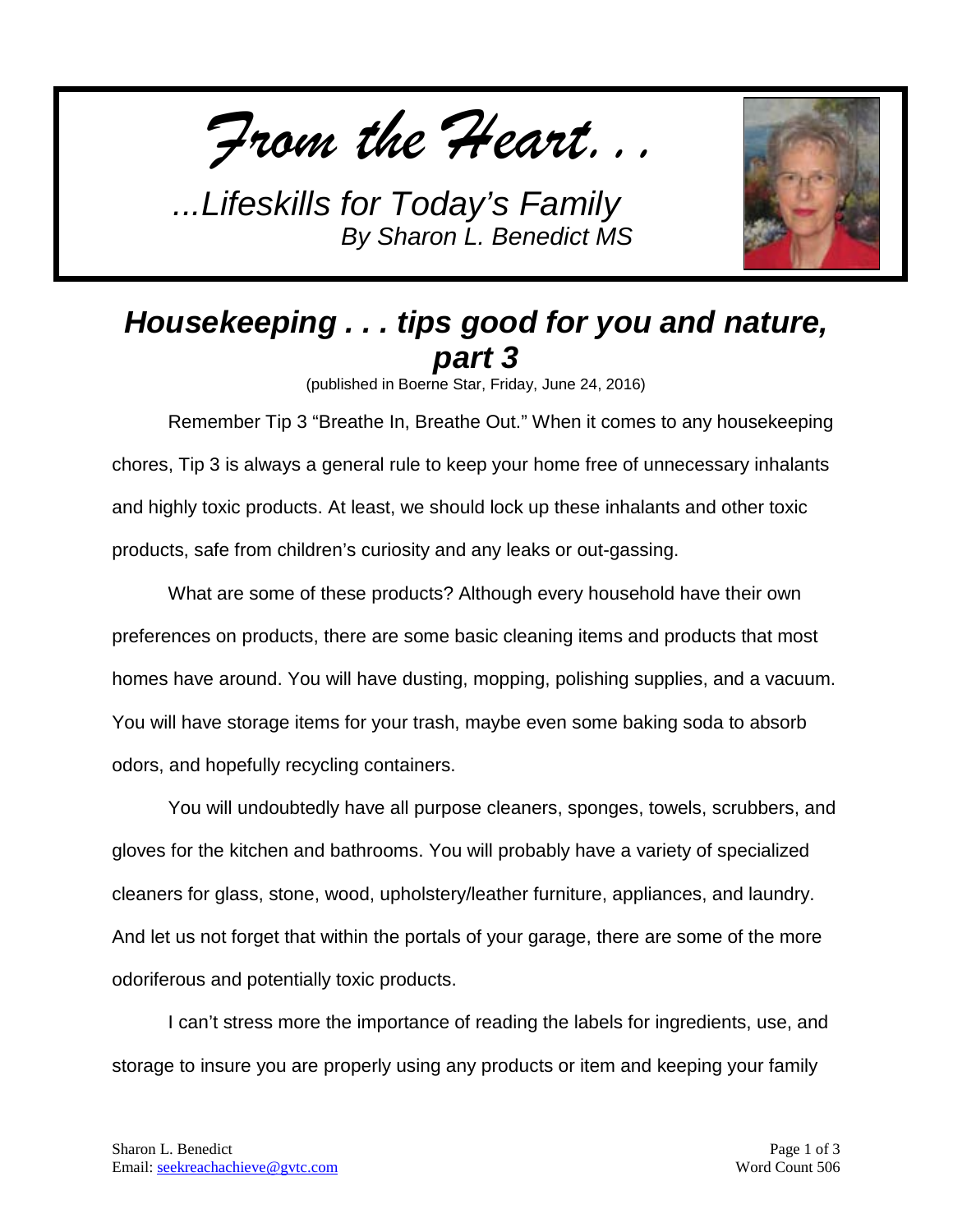*From the Heart. . .*

*...Lifeskills for Today's Family*
*By Sharon L. Benedict MS*

## *Housekeeping . . . tips good for you and nature, part 3*

(published in Boerne Star, Friday, June 24, 2016)

Remember Tip 3 "Breathe In, Breathe Out." When it comes to any housekeeping chores, Tip 3 is always a general rule to keep your home free of unnecessary inhalants and highly toxic products. At least, we should lock up these inhalants and other toxic products, safe from children's curiosity and any leaks or out-gassing.

What are some of these products? Although every household have their own preferences on products, there are some basic cleaning items and products that most homes have around. You will have dusting, mopping, polishing supplies, and a vacuum. You will have storage items for your trash, maybe even some baking soda to absorb odors, and hopefully recycling containers.

You will undoubtedly have all purpose cleaners, sponges, towels, scrubbers, and gloves for the kitchen and bathrooms. You will probably have a variety of specialized cleaners for glass, stone, wood, upholstery/leather furniture, appliances, and laundry. And let us not forget that within the portals of your garage, there are some of the more odoriferous and potentially toxic products.

I can't stress more the importance of reading the labels for ingredients, use, and storage to insure you are properly using any products or item and keeping your family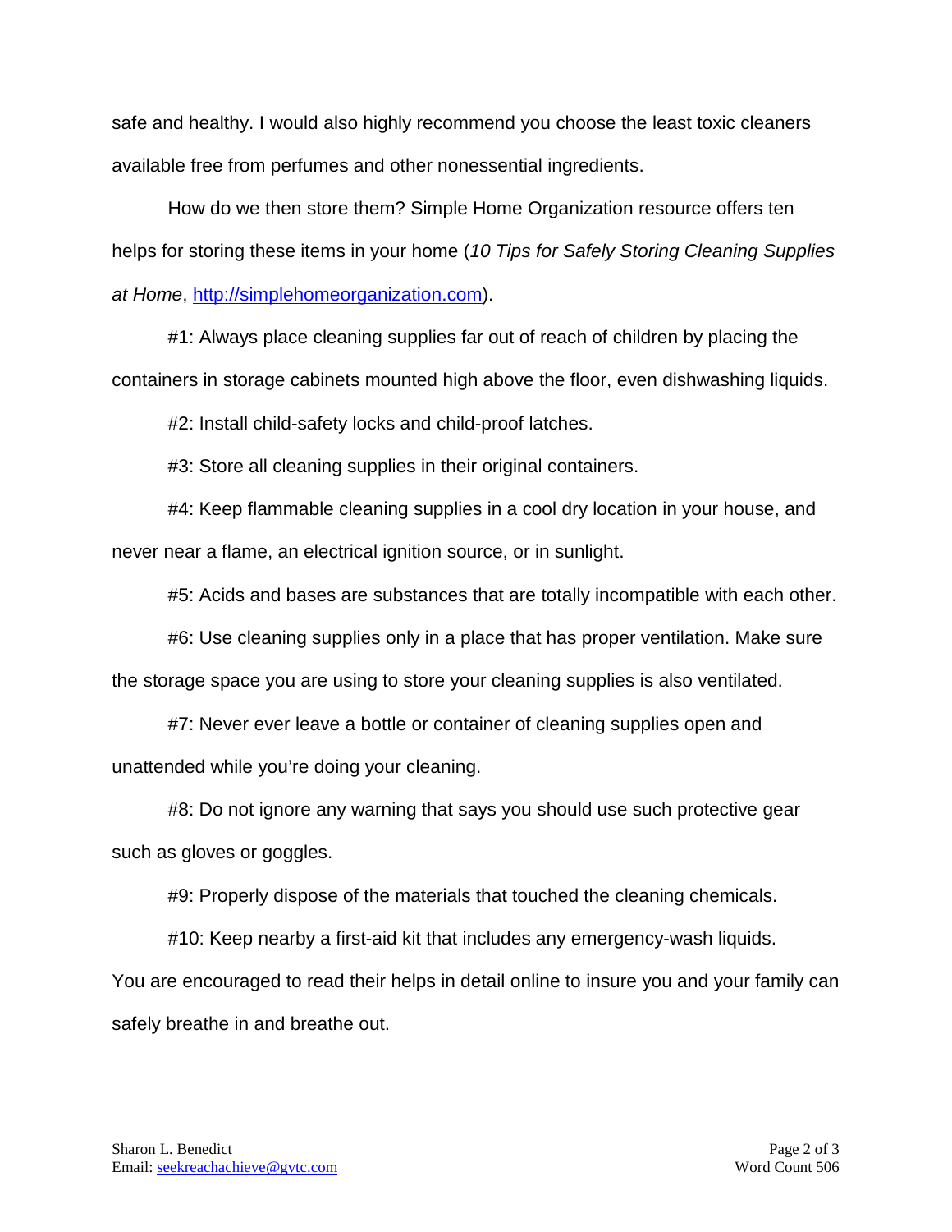safe and healthy. I would also highly recommend you choose the least toxic cleaners available free from perfumes and other nonessential ingredients.

How do we then store them? Simple Home Organization resource offers ten helps for storing these items in your home (*10 Tips for Safely Storing Cleaning Supplies at Home*, [http://simplehomeorganization.com](http://simplehomeorganization.com)).

#1: Always place cleaning supplies far out of reach of children by placing the containers in storage cabinets mounted high above the floor, even dishwashing liquids.

#2: Install child-safety locks and child-proof latches.

#3: Store all cleaning supplies in their original containers.

#4: Keep flammable cleaning supplies in a cool dry location in your house, and never near a flame, an electrical ignition source, or in sunlight.

#5: Acids and bases are substances that are totally incompatible with each other.

#6: Use cleaning supplies only in a place that has proper ventilation. Make sure the storage space you are using to store your cleaning supplies is also ventilated.

#7: Never ever leave a bottle or container of cleaning supplies open and unattended while you're doing your cleaning.

#8: Do not ignore any warning that says you should use such protective gear such as gloves or goggles.

#9: Properly dispose of the materials that touched the cleaning chemicals.

#10: Keep nearby a first-aid kit that includes any emergency-wash liquids.

You are encouraged to read their helps in detail online to insure you and your family can safely breathe in and breathe out.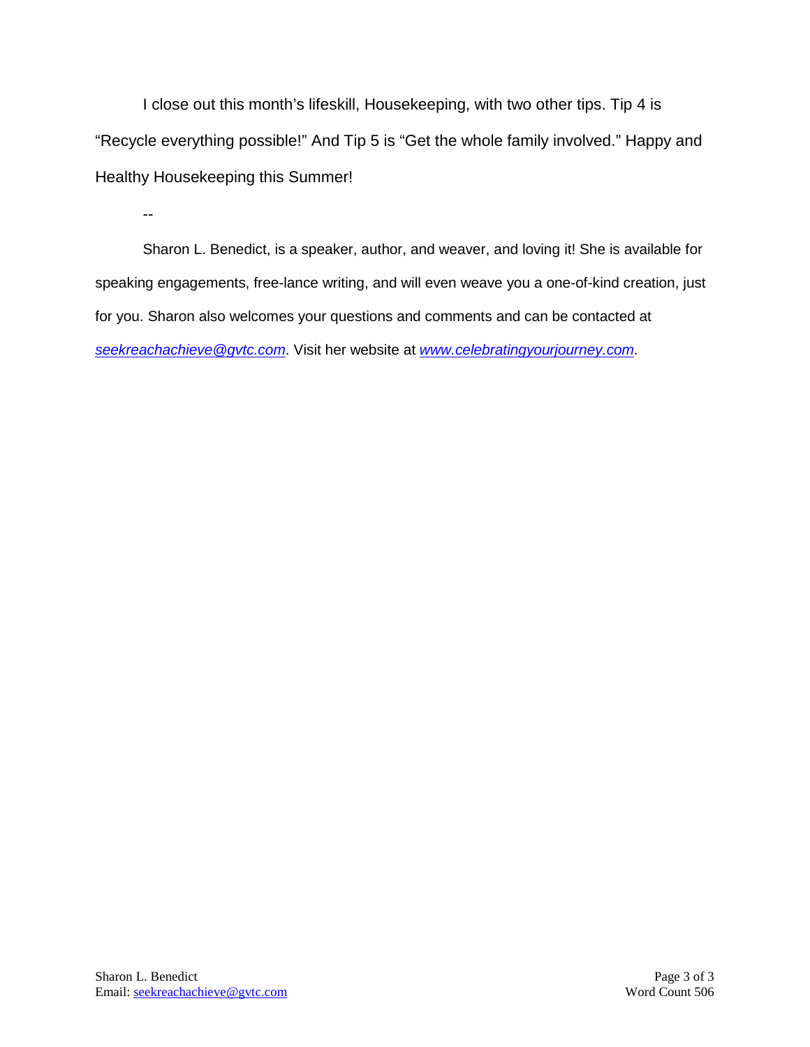I close out this month's lifeskill, Housekeeping, with two other tips. Tip 4 is "Recycle everything possible!" And Tip 5 is "Get the whole family involved." Happy and Healthy Housekeeping this Summer!

--

Sharon L. Benedict, is a speaker, author, and weaver, and loving it! She is available for speaking engagements, free-lance writing, and will even weave you a one-of-kind creation, just for you. Sharon also welcomes your questions and comments and can be contacted at *seekreachachieve@gvtc.com*. Visit her website at *www.celebratingyourjourney.com*.